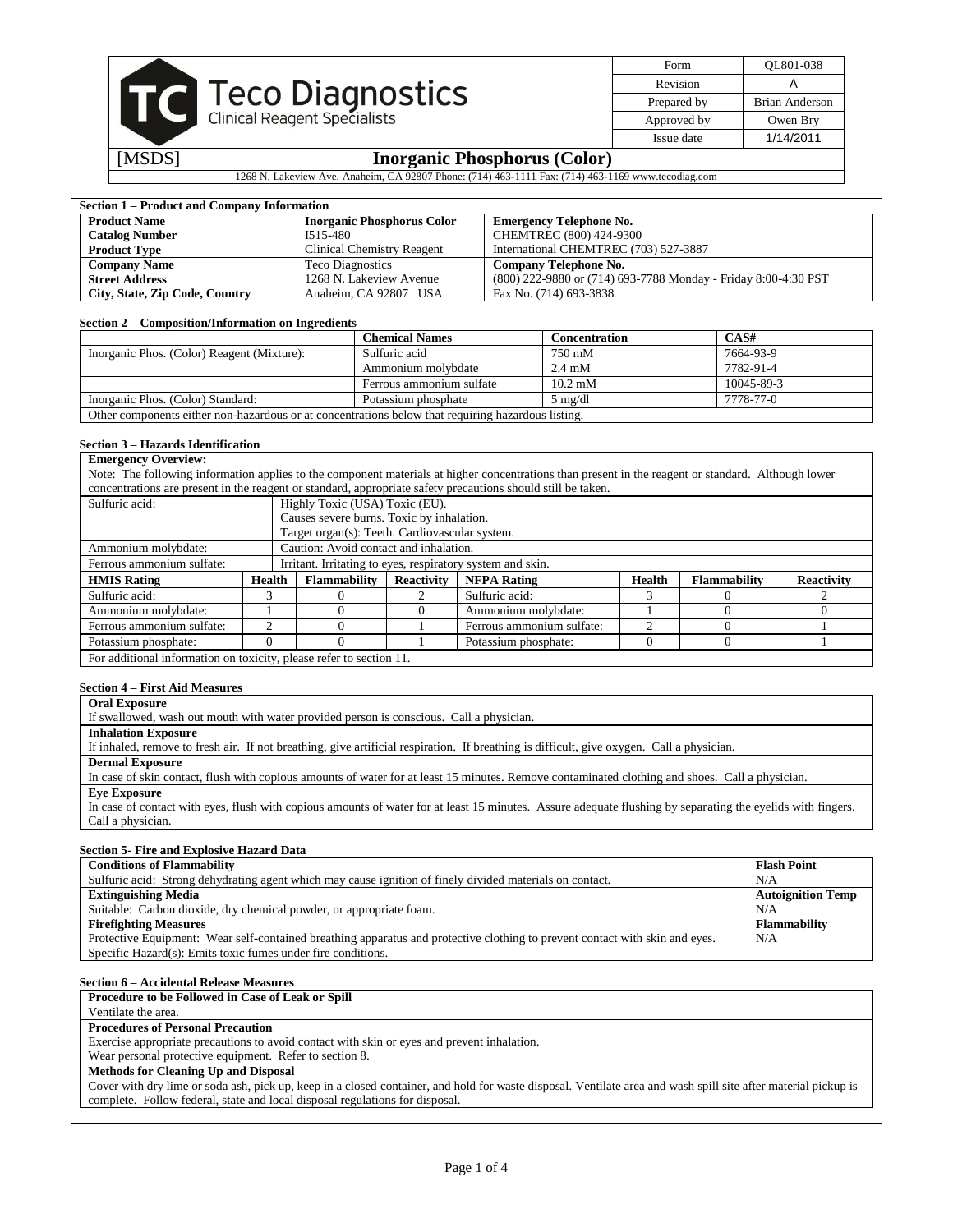**Teco Diagnostics**
Clinical Reagent Specialists

| Form | QL801-038 |
|---|---|
| Revision | A |
| Prepared by | Brian Anderson |
| Approved by | Owen Bry |
| Issue date | 1/14/2011 |

[MSDS] **Inorganic Phosphorus (Color)**

1268 N. Lakeview Ave. Anaheim, CA 92807 Phone: (714) 463-1111 Fax: (714) 463-1169 www.tecodiag.com

## Section 1 – Product and Company Information

| | | |
|---|---|---|
| **Product Name** | **Inorganic Phosphorus Color** | **Emergency Telephone No.** |
| **Catalog Number** | I515-480 | CHEMTREC (800) 424-9300 |
| **Product Type** | Clinical Chemistry Reagent | International CHEMTREC (703) 527-3887 |
| **Company Name** | Teco Diagnostics | **Company Telephone No.** |
| **Street Address** | 1268 N. Lakeview Avenue | (800) 222-9880 or (714) 693-7788 Monday - Friday 8:00-4:30 PST |
| **City, State, Zip Code, Country** | Anaheim, CA 92807 USA | Fax No. (714) 693-3838 |

## Section 2 – Composition/Information on Ingredients

| | **Chemical Names** | **Concentration** | **CAS#** |
|---|---|---|---|
| Inorganic Phos. (Color) Reagent (Mixture): | Sulfuric acid | 750 mM | 7664-93-9 |
| | Ammonium molybdate | 2.4 mM | 7782-91-4 |
| | Ferrous ammonium sulfate | 10.2 mM | 10045-89-3 |
| Inorganic Phos. (Color) Standard: | Potassium phosphate | 5 mg/dl | 7778-77-0 |

Other components either non-hazardous or at concentrations below that requiring hazardous listing.

## Section 3 – Hazards Identification

**Emergency Overview:**

Note: The following information applies to the component materials at higher concentrations than present in the reagent or standard. Although lower concentrations are present in the reagent or standard, appropriate safety precautions should still be taken.

| | |
|---|---|
| Sulfuric acid: | Highly Toxic (USA) Toxic (EU). Causes severe burns. Toxic by inhalation. Target organ(s): Teeth. Cardiovascular system. |
| Ammonium molybdate: | Caution: Avoid contact and inhalation. |
| Ferrous ammonium sulfate: | Irritant. Irritating to eyes, respiratory system and skin. |

| **HMIS Rating** | **Health** | **Flammability** | **Reactivity** | **NFPA Rating** | **Health** | **Flammability** | **Reactivity** |
|---|---|---|---|---|---|---|---|
| Sulfuric acid: | 3 | 0 | 2 | Sulfuric acid: | 3 | 0 | 2 |
| Ammonium molybdate: | 1 | 0 | 0 | Ammonium molybdate: | 1 | 0 | 0 |
| Ferrous ammonium sulfate: | 2 | 0 | 1 | Ferrous ammonium sulfate: | 2 | 0 | 1 |
| Potassium phosphate: | 0 | 0 | 1 | Potassium phosphate: | 0 | 0 | 1 |

For additional information on toxicity, please refer to section 11.

## Section 4 – First Aid Measures

**Oral Exposure**

If swallowed, wash out mouth with water provided person is conscious. Call a physician.

**Inhalation Exposure**

If inhaled, remove to fresh air. If not breathing, give artificial respiration. If breathing is difficult, give oxygen. Call a physician.

**Dermal Exposure**

In case of skin contact, flush with copious amounts of water for at least 15 minutes. Remove contaminated clothing and shoes. Call a physician.

**Eye Exposure**

In case of contact with eyes, flush with copious amounts of water for at least 15 minutes. Assure adequate flushing by separating the eyelids with fingers. Call a physician.

## Section 5- Fire and Explosive Hazard Data

| | |
|---|---|
| **Conditions of Flammability** | **Flash Point** |
| Sulfuric acid: Strong dehydrating agent which may cause ignition of finely divided materials on contact. | N/A |
| **Extinguishing Media** | **Autoignition Temp** |
| Suitable: Carbon dioxide, dry chemical powder, or appropriate foam. | N/A |
| **Firefighting Measures** | **Flammability** |
| Protective Equipment: Wear self-contained breathing apparatus and protective clothing to prevent contact with skin and eyes. Specific Hazard(s): Emits toxic fumes under fire conditions. | N/A |

## Section 6 – Accidental Release Measures

**Procedure to be Followed in Case of Leak or Spill**

Ventilate the area.

**Procedures of Personal Precaution**

Exercise appropriate precautions to avoid contact with skin or eyes and prevent inhalation.
Wear personal protective equipment. Refer to section 8.

**Methods for Cleaning Up and Disposal**

Cover with dry lime or soda ash, pick up, keep in a closed container, and hold for waste disposal. Ventilate area and wash spill site after material pickup is complete. Follow federal, state and local disposal regulations for disposal.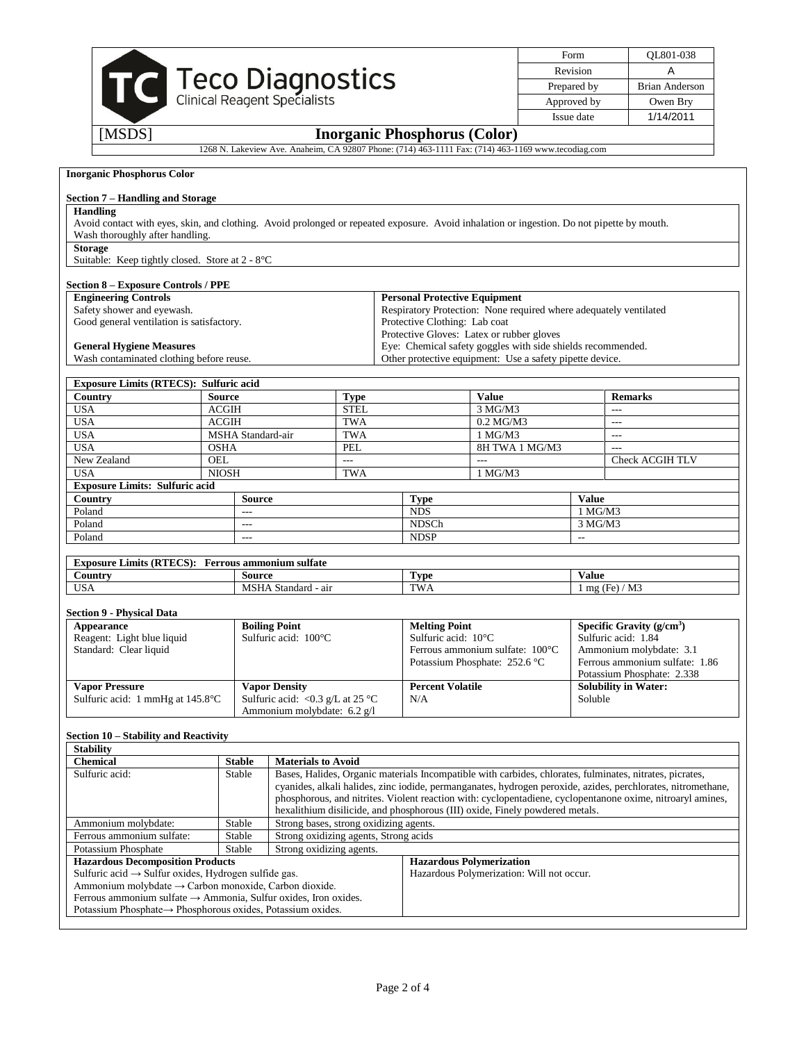| Form | QL801-038 |
|---|---|
| Revision | A |
| Prepared by | Brian Anderson |
| Approved by | Owen Bry |
| Issue date | 1/14/2011 |

Teco Diagnostics
Clinical Reagent Specialists

[MSDS] **Inorganic Phosphorus (Color)**

1268 N. Lakeview Ave. Anaheim, CA 92807 Phone: (714) 463-1111 Fax: (714) 463-1169 www.tecodiag.com

**Inorganic Phosphorus Color**

## Section 7 – Handling and Storage

**Handling**

Avoid contact with eyes, skin, and clothing. Avoid prolonged or repeated exposure. Avoid inhalation or ingestion. Do not pipette by mouth. Wash thoroughly after handling.

**Storage**

Suitable: Keep tightly closed. Store at 2 - 8°C

## Section 8 – Exposure Controls / PPE

| Engineering Controls | Personal Protective Equipment |
|---|---|
| Safety shower and eyewash. | Respiratory Protection: None required where adequately ventilated |
| Good general ventilation is satisfactory. | Protective Clothing: Lab coat |
| | Protective Gloves: Latex or rubber gloves |
| **General Hygiene Measures** | Eye: Chemical safety goggles with side shields recommended. |
| Wash contaminated clothing before reuse. | Other protective equipment: Use a safety pipette device. |

**Exposure Limits (RTECS): Sulfuric acid**

| Country | Source | Type | Value | Remarks |
|---|---|---|---|---|
| USA | ACGIH | STEL | 3 MG/M3 | --- |
| USA | ACGIH | TWA | 0.2 MG/M3 | --- |
| USA | MSHA Standard-air | TWA | 1 MG/M3 | --- |
| USA | OSHA | PEL | 8H TWA 1 MG/M3 | --- |
| New Zealand | OEL | --- | --- | Check ACGIH TLV |
| USA | NIOSH | TWA | 1 MG/M3 | |

**Exposure Limits: Sulfuric acid**

| Country | Source | Type | Value |
|---|---|---|---|
| Poland | --- | NDS | 1 MG/M3 |
| Poland | --- | NDSCh | 3 MG/M3 |
| Poland | --- | NDSP | -- |

**Exposure Limits (RTECS): Ferrous ammonium sulfate**

| Country | Source | Type | Value |
|---|---|---|---|
| USA | MSHA Standard - air | TWA | 1 mg (Fe) / M3 |

## Section 9 - Physical Data

| Appearance | Boiling Point | Melting Point | Specific Gravity ($g/cm^3$) |
|---|---|---|---|
| Reagent: Light blue liquid<br>Standard: Clear liquid | Sulfuric acid: 100°C | Sulfuric acid: 10°C<br>Ferrous ammonium sulfate: 100°C<br>Potassium Phosphate: 252.6 °C | Sulfuric acid: 1.84<br>Ammonium molybdate: 3.1<br>Ferrous ammonium sulfate: 1.86<br>Potassium Phosphate: 2.338 |
| **Vapor Pressure** | **Vapor Density** | **Percent Volatile** | **Solubility in Water:** |
| Sulfuric acid: 1 mmHg at 145.8°C | Sulfuric acid: <0.3 g/L at 25 °C<br>Ammonium molybdate: 6.2 g/l | N/A | Soluble |

## Section 10 – Stability and Reactivity

**Stability**

| Chemical | Stable | Materials to Avoid |
|---|---|---|
| Sulfuric acid: | Stable | Bases, Halides, Organic materials Incompatible with carbides, chlorates, fulminates, nitrates, picrates, cyanides, alkali halides, zinc iodide, permanganates, hydrogen peroxide, azides, perchlorates, nitromethane, phosphorous, and nitrites. Violent reaction with: cyclopentadiene, cyclopentanone oxime, nitroaryl amines, hexalithium disilicide, and phosphorous (III) oxide, Finely powdered metals. |
| Ammonium molybdate: | Stable | Strong bases, strong oxidizing agents. |
| Ferrous ammonium sulfate: | Stable | Strong oxidizing agents, Strong acids |
| Potassium Phosphate | Stable | Strong oxidizing agents. |

| Hazardous Decomposition Products | Hazardous Polymerization |
|---|---|
| Sulfuric acid → Sulfur oxides, Hydrogen sulfide gas.<br>Ammonium molybdate → Carbon monoxide, Carbon dioxide.<br>Ferrous ammonium sulfate → Ammonia, Sulfur oxides, Iron oxides.<br>Potassium Phosphate→ Phosphorous oxides, Potassium oxides. | Hazardous Polymerization: Will not occur. |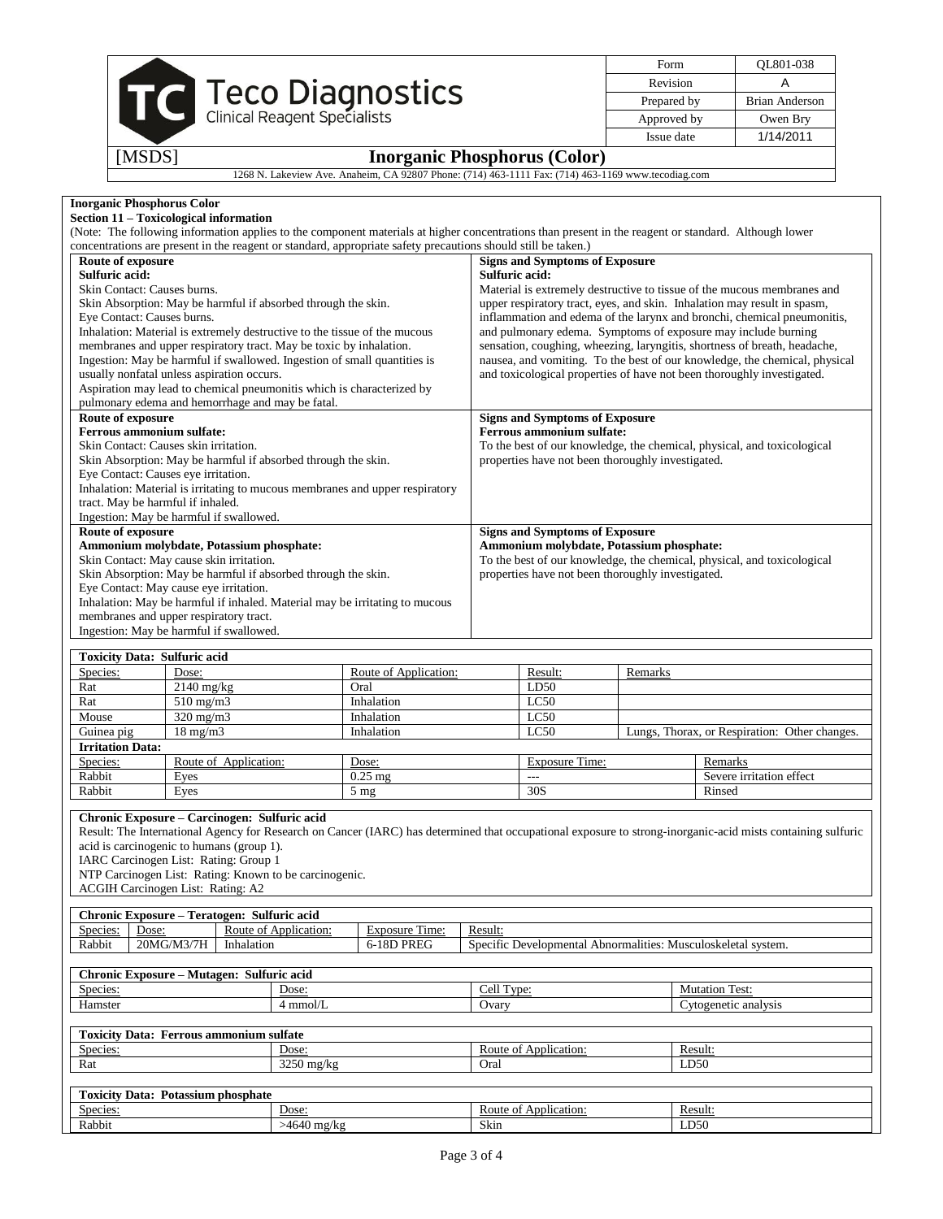| Form | QL801-038 |
|---|---|
| Revision | A |
| Prepared by | Brian Anderson |
| Approved by | Owen Bry |
| Issue date | 1/14/2011 |

# Teco Diagnostics
Clinical Reagent Specialists

[MSDS] **Inorganic Phosphorus (Color)**

1268 N. Lakeview Ave. Anaheim, CA 92807 Phone: (714) 463-1111 Fax: (714) 463-1169 www.tecodiag.com

**Inorganic Phosphorus Color**

**Section 11 – Toxicological information**

(Note: The following information applies to the component materials at higher concentrations than present in the reagent or standard. Although lower concentrations are present in the reagent or standard, appropriate safety precautions should still be taken.)

| Route of exposure | Signs and Symptoms of Exposure |
|---|---|
| **Sulfuric acid:**<br>Skin Contact: Causes burns.<br>Skin Absorption: May be harmful if absorbed through the skin.<br>Eye Contact: Causes burns.<br>Inhalation: Material is extremely destructive to the tissue of the mucous membranes and upper respiratory tract. May be toxic by inhalation.<br>Ingestion: May be harmful if swallowed. Ingestion of small quantities is usually nonfatal unless aspiration occurs.<br>Aspiration may lead to chemical pneumonitis which is characterized by pulmonary edema and hemorrhage and may be fatal. | **Sulfuric acid:**<br>Material is extremely destructive to tissue of the mucous membranes and upper respiratory tract, eyes, and skin. Inhalation may result in spasm, inflammation and edema of the larynx and bronchi, chemical pneumonitis, and pulmonary edema. Symptoms of exposure may include burning sensation, coughing, wheezing, laryngitis, shortness of breath, headache, nausea, and vomiting. To the best of our knowledge, the chemical, physical and toxicological properties of have not been thoroughly investigated. |
| **Route of exposure** | **Signs and Symptoms of Exposure** |
| **Ferrous ammonium sulfate:**<br>Skin Contact: Causes skin irritation.<br>Skin Absorption: May be harmful if absorbed through the skin.<br>Eye Contact: Causes eye irritation.<br>Inhalation: Material is irritating to mucous membranes and upper respiratory tract. May be harmful if inhaled.<br>Ingestion: May be harmful if swallowed. | **Ferrous ammonium sulfate:**<br>To the best of our knowledge, the chemical, physical, and toxicological properties have not been thoroughly investigated. |
| **Route of exposure** | **Signs and Symptoms of Exposure** |
| **Ammonium molybdate, Potassium phosphate:**<br>Skin Contact: May cause skin irritation.<br>Skin Absorption: May be harmful if absorbed through the skin.<br>Eye Contact: May cause eye irritation.<br>Inhalation: May be harmful if inhaled. Material may be irritating to mucous membranes and upper respiratory tract.<br>Ingestion: May be harmful if swallowed. | **Ammonium molybdate, Potassium phosphate:**<br>To the best of our knowledge, the chemical, physical, and toxicological properties have not been thoroughly investigated. |

**Toxicity Data: Sulfuric acid**

| Species: | Dose: | Route of Application: | Result: | Remarks |
|---|---|---|---|---|
| Rat | 2140 mg/kg | Oral | LD50 | |
| Rat | 510 mg/m3 | Inhalation | LC50 | |
| Mouse | 320 mg/m3 | Inhalation | LC50 | |
| Guinea pig | 18 mg/m3 | Inhalation | LC50 | Lungs, Thorax, or Respiration: Other changes. |

**Irritation Data:**

| Species: | Route of Application: | Dose: | Exposure Time: | Remarks |
|---|---|---|---|---|
| Rabbit | Eyes | 0.25 mg | --- | Severe irritation effect |
| Rabbit | Eyes | 5 mg | 30S | Rinsed |

**Chronic Exposure – Carcinogen: Sulfuric acid**

Result: The International Agency for Research on Cancer (IARC) has determined that occupational exposure to strong-inorganic-acid mists containing sulfuric acid is carcinogenic to humans (group 1).
IARC Carcinogen List: Rating: Group 1
NTP Carcinogen List: Rating: Known to be carcinogenic.
ACGIH Carcinogen List: Rating: A2

**Chronic Exposure – Teratogen: Sulfuric acid**

| Species: | Dose: | Route of Application: | Exposure Time: | Result: |
|---|---|---|---|---|
| Rabbit | 20MG/M3/7H | Inhalation | 6-18D PREG | Specific Developmental Abnormalities: Musculoskeletal system. |

**Chronic Exposure – Mutagen: Sulfuric acid**

| Species: | Dose: | Cell Type: | Mutation Test: |
|---|---|---|---|
| Hamster | 4 mmol/L | Ovary | Cytogenetic analysis |

**Toxicity Data: Ferrous ammonium sulfate**

| Species: | Dose: | Route of Application: | Result: |
|---|---|---|---|
| Rat | 3250 mg/kg | Oral | LD50 |

**Toxicity Data: Potassium phosphate**

| Species: | Dose: | Route of Application: | Result: |
|---|---|---|---|
| Rabbit | >4640 mg/kg | Skin | LD50 |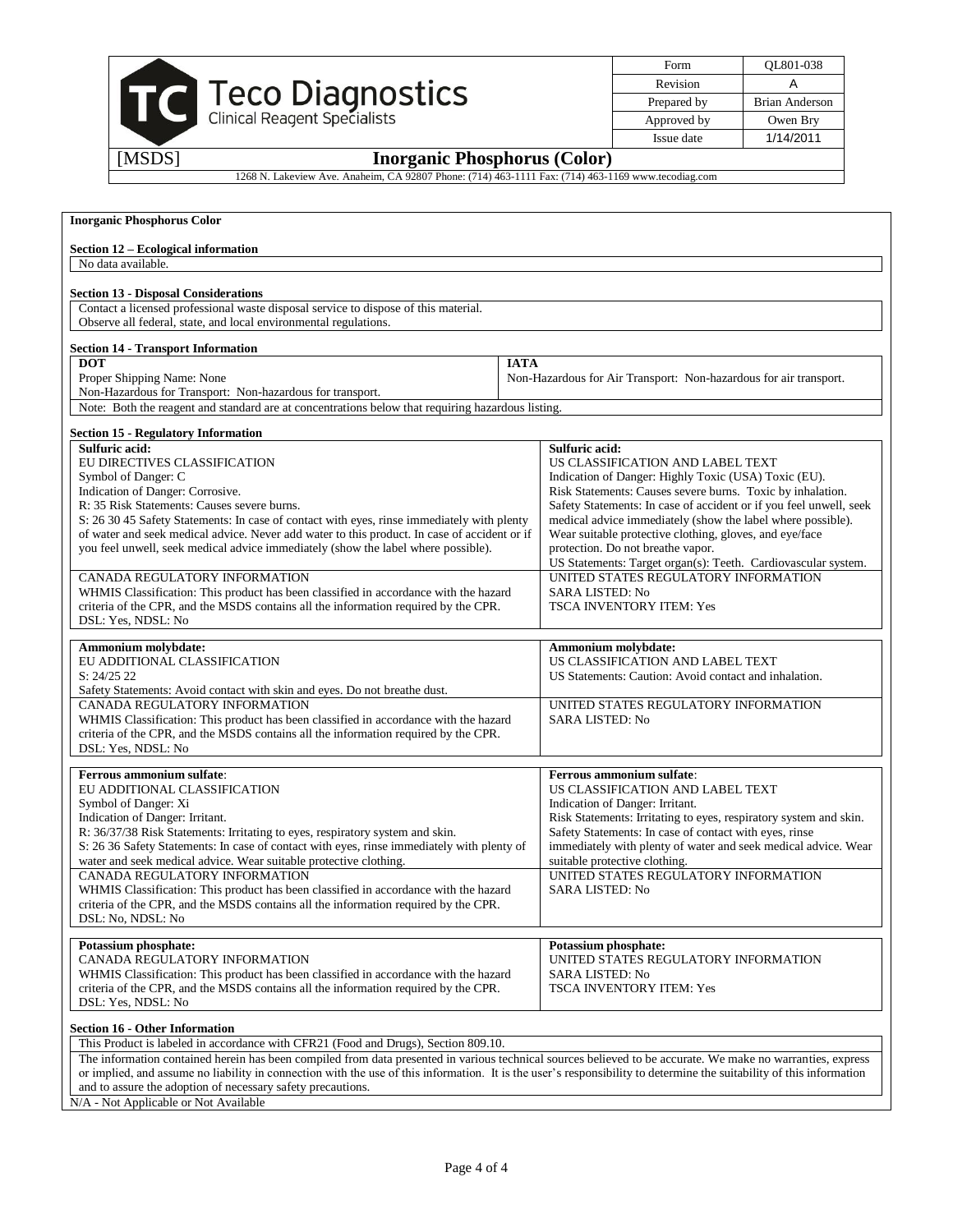**Inorganic Phosphorus Color**

**Section 12 – Ecological information**

No data available.

**Section 13 - Disposal Considerations**

Contact a licensed professional waste disposal service to dispose of this material.
Observe all federal, state, and local environmental regulations.

**Section 14 - Transport Information**

| DOT | IATA |
|---|---|
| Proper Shipping Name: None<br>Non-Hazardous for Transport: Non-hazardous for transport. | Non-Hazardous for Air Transport: Non-hazardous for air transport. |

Note: Both the reagent and standard are at concentrations below that requiring hazardous listing.

**Section 15 - Regulatory Information**

| | |
|---|---|
| **Sulfuric acid:**<br>EU DIRECTIVES CLASSIFICATION<br>Symbol of Danger: C<br>Indication of Danger: Corrosive.<br>R: 35 Risk Statements: Causes severe burns.<br>S: 26 30 45 Safety Statements: In case of contact with eyes, rinse immediately with plenty of water and seek medical advice. Never add water to this product. In case of accident or if you feel unwell, seek medical advice immediately (show the label where possible). | **Sulfuric acid:**<br>US CLASSIFICATION AND LABEL TEXT<br>Indication of Danger: Highly Toxic (USA) Toxic (EU).<br>Risk Statements: Causes severe burns. Toxic by inhalation.<br>Safety Statements: In case of accident or if you feel unwell, seek medical advice immediately (show the label where possible).<br>Wear suitable protective clothing, gloves, and eye/face protection. Do not breathe vapor.<br>US Statements: Target organ(s): Teeth. Cardiovascular system. |
| CANADA REGULATORY INFORMATION<br>WHMIS Classification: This product has been classified in accordance with the hazard criteria of the CPR, and the MSDS contains all the information required by the CPR.<br>DSL: Yes, NDSL: No | UNITED STATES REGULATORY INFORMATION<br>SARA LISTED: No<br>TSCA INVENTORY ITEM: Yes |

| | |
|---|---|
| **Ammonium molybdate:**<br>EU ADDITIONAL CLASSIFICATION<br>S: 24/25 22<br>Safety Statements: Avoid contact with skin and eyes. Do not breathe dust. | **Ammonium molybdate:**<br>US CLASSIFICATION AND LABEL TEXT<br>US Statements: Caution: Avoid contact and inhalation. |
| CANADA REGULATORY INFORMATION<br>WHMIS Classification: This product has been classified in accordance with the hazard criteria of the CPR, and the MSDS contains all the information required by the CPR.<br>DSL: Yes, NDSL: No | UNITED STATES REGULATORY INFORMATION<br>SARA LISTED: No |

| | |
|---|---|
| **Ferrous ammonium sulfate**:<br>EU ADDITIONAL CLASSIFICATION<br>Symbol of Danger: Xi<br>Indication of Danger: Irritant.<br>R: 36/37/38 Risk Statements: Irritating to eyes, respiratory system and skin.<br>S: 26 36 Safety Statements: In case of contact with eyes, rinse immediately with plenty of water and seek medical advice. Wear suitable protective clothing. | **Ferrous ammonium sulfate**:<br>US CLASSIFICATION AND LABEL TEXT<br>Indication of Danger: Irritant.<br>Risk Statements: Irritating to eyes, respiratory system and skin.<br>Safety Statements: In case of contact with eyes, rinse immediately with plenty of water and seek medical advice. Wear suitable protective clothing. |
| CANADA REGULATORY INFORMATION<br>WHMIS Classification: This product has been classified in accordance with the hazard criteria of the CPR, and the MSDS contains all the information required by the CPR.<br>DSL: No, NDSL: No | UNITED STATES REGULATORY INFORMATION<br>SARA LISTED: No |

| | |
|---|---|
| **Potassium phosphate:**<br>CANADA REGULATORY INFORMATION<br>WHMIS Classification: This product has been classified in accordance with the hazard criteria of the CPR, and the MSDS contains all the information required by the CPR.<br>DSL: Yes, NDSL: No | **Potassium phosphate:**<br>UNITED STATES REGULATORY INFORMATION<br>SARA LISTED: No<br>TSCA INVENTORY ITEM: Yes |

**Section 16 - Other Information**

This Product is labeled in accordance with CFR21 (Food and Drugs), Section 809.10.

The information contained herein has been compiled from data presented in various technical sources believed to be accurate. We make no warranties, express or implied, and assume no liability in connection with the use of this information. It is the user's responsibility to determine the suitability of this information and to assure the adoption of necessary safety precautions.

N/A - Not Applicable or Not Available